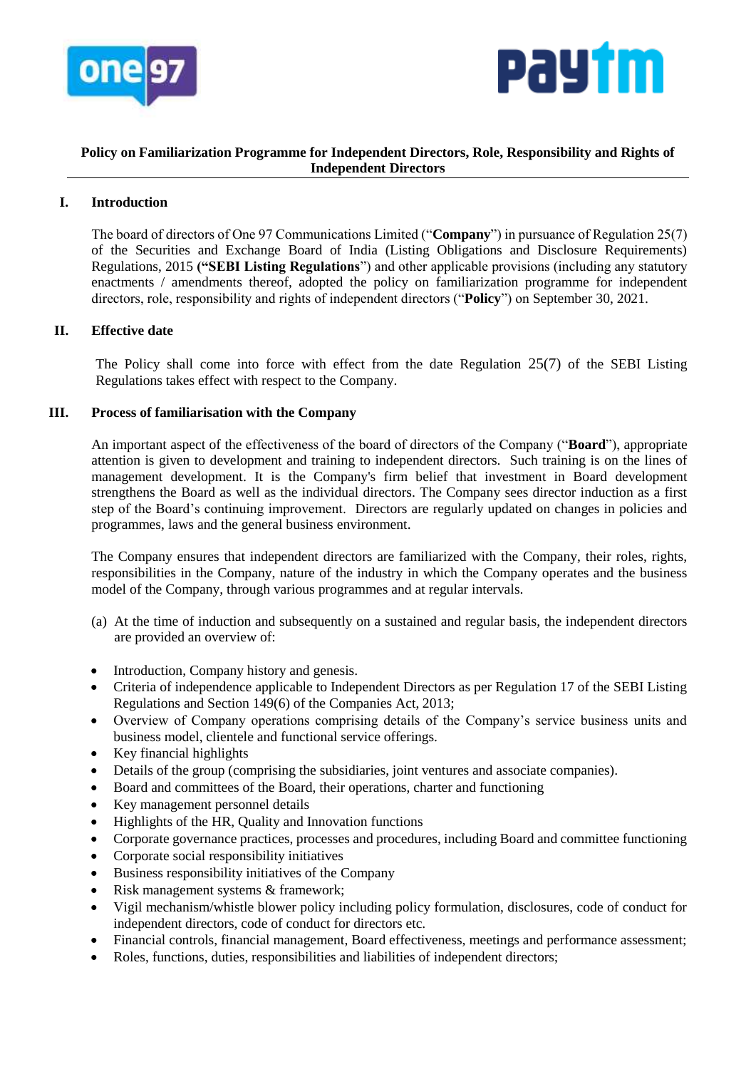**Policy on Familiarization Programme for Independent Directors, Role, Responsibility and Rights of Independent Directors**

## I. Introduction

The board of directors of One 97 Communications Limited ("**Company**") in pursuance of Regulation 25(7) of the Securities and Exchange Board of India (Listing Obligations and Disclosure Requirements) Regulations, 2015 **("SEBI Listing Regulations**") and other applicable provisions (including any statutory enactments / amendments thereof, adopted the policy on familiarization programme for independent directors, role, responsibility and rights of independent directors ("**Policy**") on September 30, 2021.

## II. Effective date

The Policy shall come into force with effect from the date Regulation 25(7) of the SEBI Listing Regulations takes effect with respect to the Company.

## III. Process of familiarisation with the Company

An important aspect of the effectiveness of the board of directors of the Company ("**Board**"), appropriate attention is given to development and training to independent directors. Such training is on the lines of management development. It is the Company's firm belief that investment in Board development strengthens the Board as well as the individual directors. The Company sees director induction as a first step of the Board's continuing improvement. Directors are regularly updated on changes in policies and programmes, laws and the general business environment.

The Company ensures that independent directors are familiarized with the Company, their roles, rights, responsibilities in the Company, nature of the industry in which the Company operates and the business model of the Company, through various programmes and at regular intervals.

(a) At the time of induction and subsequently on a sustained and regular basis, the independent directors are provided an overview of:

- Introduction, Company history and genesis.
- Criteria of independence applicable to Independent Directors as per Regulation 17 of the SEBI Listing Regulations and Section 149(6) of the Companies Act, 2013;
- Overview of Company operations comprising details of the Company's service business units and business model, clientele and functional service offerings.
- Key financial highlights
- Details of the group (comprising the subsidiaries, joint ventures and associate companies).
- Board and committees of the Board, their operations, charter and functioning
- Key management personnel details
- Highlights of the HR, Quality and Innovation functions
- Corporate governance practices, processes and procedures, including Board and committee functioning
- Corporate social responsibility initiatives
- Business responsibility initiatives of the Company
- Risk management systems & framework;
- Vigil mechanism/whistle blower policy including policy formulation, disclosures, code of conduct for independent directors, code of conduct for directors etc.
- Financial controls, financial management, Board effectiveness, meetings and performance assessment;
- Roles, functions, duties, responsibilities and liabilities of independent directors;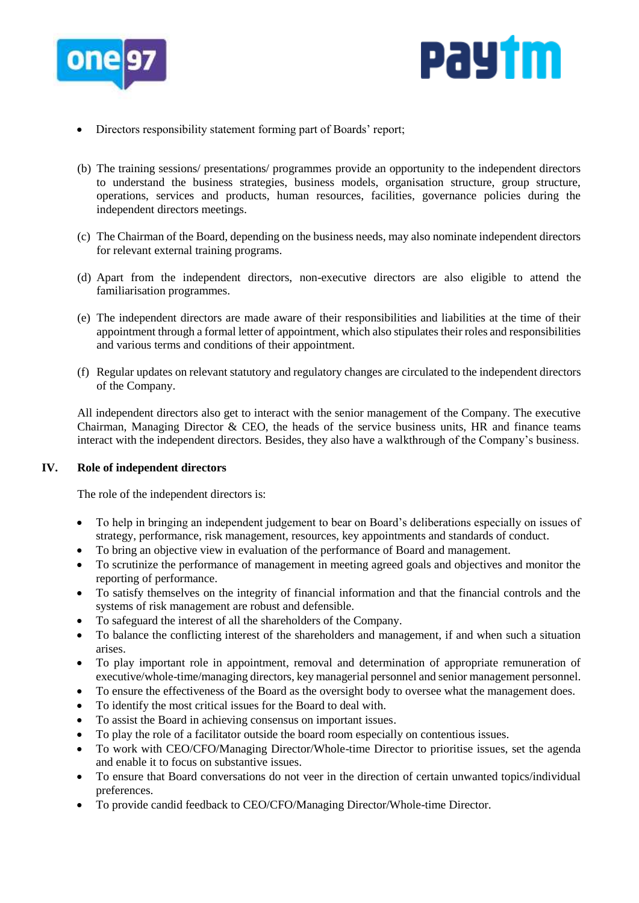- Directors responsibility statement forming part of Boards' report;

(b) The training sessions/ presentations/ programmes provide an opportunity to the independent directors to understand the business strategies, business models, organisation structure, group structure, operations, services and products, human resources, facilities, governance policies during the independent directors meetings.

(c) The Chairman of the Board, depending on the business needs, may also nominate independent directors for relevant external training programs.

(d) Apart from the independent directors, non-executive directors are also eligible to attend the familiarisation programmes.

(e) The independent directors are made aware of their responsibilities and liabilities at the time of their appointment through a formal letter of appointment, which also stipulates their roles and responsibilities and various terms and conditions of their appointment.

(f) Regular updates on relevant statutory and regulatory changes are circulated to the independent directors of the Company.

All independent directors also get to interact with the senior management of the Company. The executive Chairman, Managing Director & CEO, the heads of the service business units, HR and finance teams interact with the independent directors. Besides, they also have a walkthrough of the Company's business.

## IV. Role of independent directors

The role of the independent directors is:

- To help in bringing an independent judgement to bear on Board's deliberations especially on issues of strategy, performance, risk management, resources, key appointments and standards of conduct.
- To bring an objective view in evaluation of the performance of Board and management.
- To scrutinize the performance of management in meeting agreed goals and objectives and monitor the reporting of performance.
- To satisfy themselves on the integrity of financial information and that the financial controls and the systems of risk management are robust and defensible.
- To safeguard the interest of all the shareholders of the Company.
- To balance the conflicting interest of the shareholders and management, if and when such a situation arises.
- To play important role in appointment, removal and determination of appropriate remuneration of executive/whole-time/managing directors, key managerial personnel and senior management personnel.
- To ensure the effectiveness of the Board as the oversight body to oversee what the management does.
- To identify the most critical issues for the Board to deal with.
- To assist the Board in achieving consensus on important issues.
- To play the role of a facilitator outside the board room especially on contentious issues.
- To work with CEO/CFO/Managing Director/Whole-time Director to prioritise issues, set the agenda and enable it to focus on substantive issues.
- To ensure that Board conversations do not veer in the direction of certain unwanted topics/individual preferences.
- To provide candid feedback to CEO/CFO/Managing Director/Whole-time Director.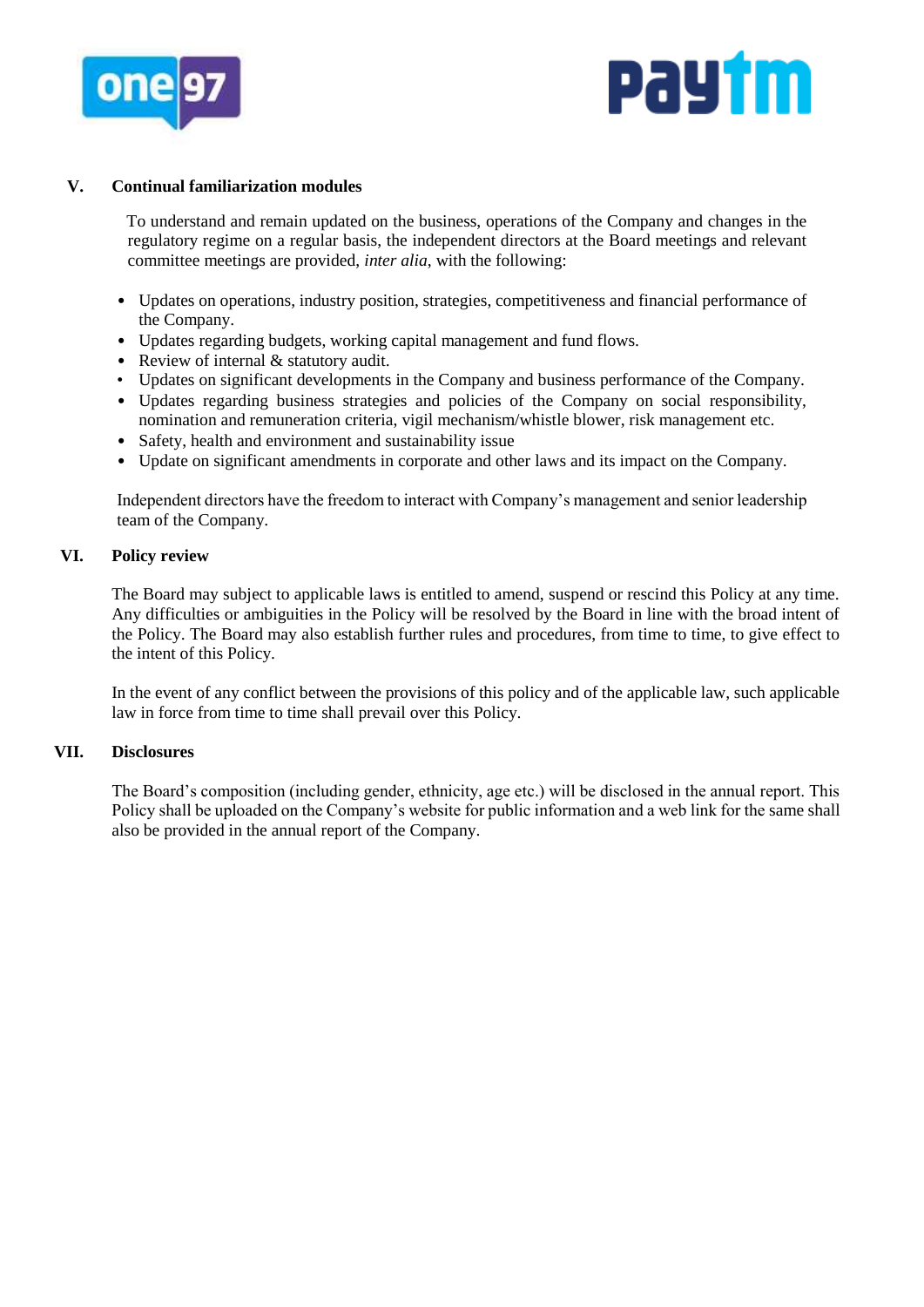## V. Continual familiarization modules

To understand and remain updated on the business, operations of the Company and changes in the regulatory regime on a regular basis, the independent directors at the Board meetings and relevant committee meetings are provided, *inter alia*, with the following:

- Updates on operations, industry position, strategies, competitiveness and financial performance of the Company.
- Updates regarding budgets, working capital management and fund flows.
- Review of internal & statutory audit.
- Updates on significant developments in the Company and business performance of the Company.
- Updates regarding business strategies and policies of the Company on social responsibility, nomination and remuneration criteria, vigil mechanism/whistle blower, risk management etc.
- Safety, health and environment and sustainability issue
- Update on significant amendments in corporate and other laws and its impact on the Company.

Independent directors have the freedom to interact with Company's management and senior leadership team of the Company.

## VI. Policy review

The Board may subject to applicable laws is entitled to amend, suspend or rescind this Policy at any time. Any difficulties or ambiguities in the Policy will be resolved by the Board in line with the broad intent of the Policy. The Board may also establish further rules and procedures, from time to time, to give effect to the intent of this Policy.

In the event of any conflict between the provisions of this policy and of the applicable law, such applicable law in force from time to time shall prevail over this Policy.

## VII. Disclosures

The Board's composition (including gender, ethnicity, age etc.) will be disclosed in the annual report. This Policy shall be uploaded on the Company's website for public information and a web link for the same shall also be provided in the annual report of the Company.